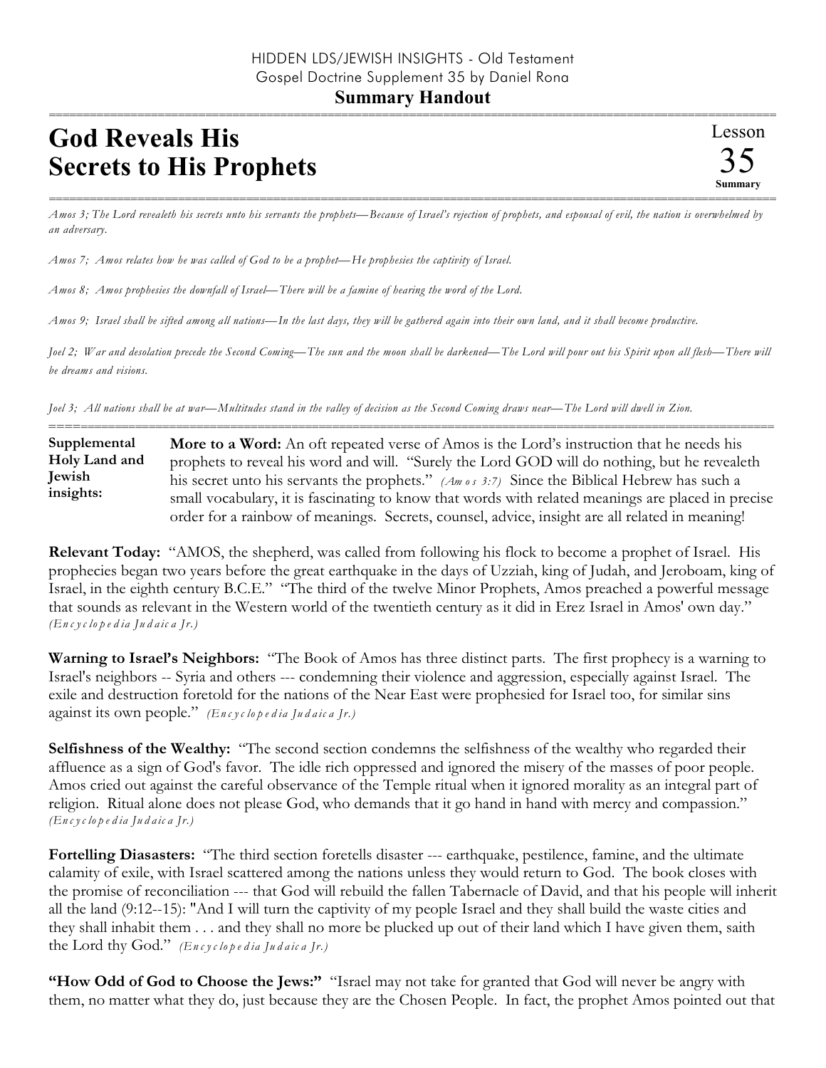HIDDEN LDS/JEWISH INSIGHTS - Old Testament
Gospel Doctrine Supplement 35 by Daniel Rona

**Summary Handout**

# God Reveals His Secrets to His Prophets

Lesson 35 Summary

*Amos 3; The Lord revealeth his secrets unto his servants the prophets—Because of Israel's rejection of prophets, and espousal of evil, the nation is overwhelmed by an adversary.*

*Amos 7; Amos relates how he was called of God to be a prophet—He prophesies the captivity of Israel.*

*Amos 8; Amos prophesies the downfall of Israel—There will be a famine of hearing the word of the Lord.*

*Amos 9; Israel shall be sifted among all nations—In the last days, they will be gathered again into their own land, and it shall become productive.*

*Joel 2; War and desolation precede the Second Coming—The sun and the moon shall be darkened—The Lord will pour out his Spirit upon all flesh—There will be dreams and visions.*

*Joel 3; All nations shall be at war—Multitudes stand in the valley of decision as the Second Coming draws near—The Lord will dwell in Zion.*

**Supplemental Holy Land and Jewish insights:**

**More to a Word:** An oft repeated verse of Amos is the Lord's instruction that he needs his prophets to reveal his word and will. "Surely the Lord GOD will do nothing, but he revealeth his secret unto his servants the prophets." *(Amos 3:7)* Since the Biblical Hebrew has such a small vocabulary, it is fascinating to know that words with related meanings are placed in precise order for a rainbow of meanings. Secrets, counsel, advice, insight are all related in meaning!

**Relevant Today:** "AMOS, the shepherd, was called from following his flock to become a prophet of Israel. His prophecies began two years before the great earthquake in the days of Uzziah, king of Judah, and Jeroboam, king of Israel, in the eighth century B.C.E." "The third of the twelve Minor Prophets, Amos preached a powerful message that sounds as relevant in the Western world of the twentieth century as it did in Erez Israel in Amos' own day." *(Encyclopedia Judaica Jr.)*

**Warning to Israel's Neighbors:** "The Book of Amos has three distinct parts. The first prophecy is a warning to Israel's neighbors -- Syria and others --- condemning their violence and aggression, especially against Israel. The exile and destruction foretold for the nations of the Near East were prophesied for Israel too, for similar sins against its own people." *(Encyclopedia Judaica Jr.)*

**Selfishness of the Wealthy:** "The second section condemns the selfishness of the wealthy who regarded their affluence as a sign of God's favor. The idle rich oppressed and ignored the misery of the masses of poor people. Amos cried out against the careful observance of the Temple ritual when it ignored morality as an integral part of religion. Ritual alone does not please God, who demands that it go hand in hand with mercy and compassion." *(Encyclopedia Judaica Jr.)*

**Fortelling Diasasters:** "The third section foretells disaster --- earthquake, pestilence, famine, and the ultimate calamity of exile, with Israel scattered among the nations unless they would return to God. The book closes with the promise of reconciliation --- that God will rebuild the fallen Tabernacle of David, and that his people will inherit all the land (9:12--15): "And I will turn the captivity of my people Israel and they shall build the waste cities and they shall inhabit them . . . and they shall no more be plucked up out of their land which I have given them, saith the Lord thy God." *(Encyclopedia Judaica Jr.)*

**"How Odd of God to Choose the Jews:"** "Israel may not take for granted that God will never be angry with them, no matter what they do, just because they are the Chosen People. In fact, the prophet Amos pointed out that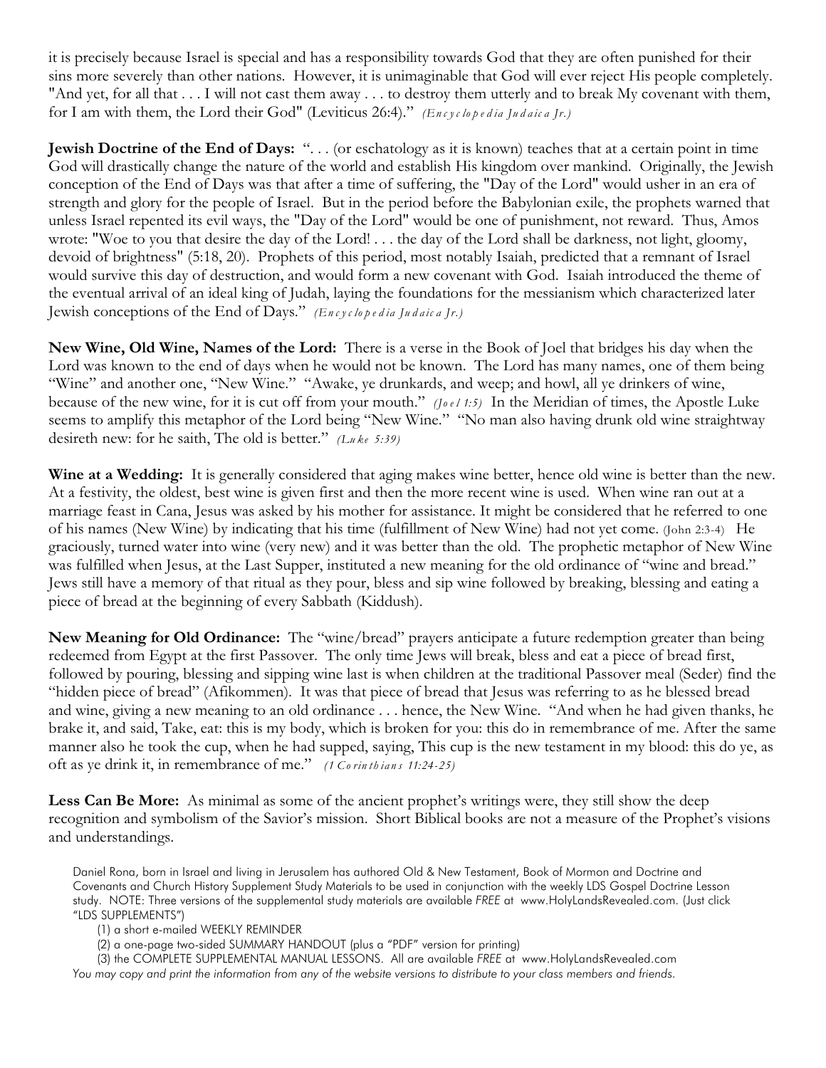it is precisely because Israel is special and has a responsibility towards God that they are often punished for their sins more severely than other nations. However, it is unimaginable that God will ever reject His people completely. "And yet, for all that . . . I will not cast them away . . . to destroy them utterly and to break My covenant with them, for I am with them, the Lord their God" (Leviticus 26:4)." *(Encyclopedia Judaica Jr.)*

**Jewish Doctrine of the End of Days:** ". . . (or eschatology as it is known) teaches that at a certain point in time God will drastically change the nature of the world and establish His kingdom over mankind. Originally, the Jewish conception of the End of Days was that after a time of suffering, the "Day of the Lord" would usher in an era of strength and glory for the people of Israel. But in the period before the Babylonian exile, the prophets warned that unless Israel repented its evil ways, the "Day of the Lord" would be one of punishment, not reward. Thus, Amos wrote: "Woe to you that desire the day of the Lord! . . . the day of the Lord shall be darkness, not light, gloomy, devoid of brightness" (5:18, 20). Prophets of this period, most notably Isaiah, predicted that a remnant of Israel would survive this day of destruction, and would form a new covenant with God. Isaiah introduced the theme of the eventual arrival of an ideal king of Judah, laying the foundations for the messianism which characterized later Jewish conceptions of the End of Days." *(Encyclopedia Judaica Jr.)*

**New Wine, Old Wine, Names of the Lord:** There is a verse in the Book of Joel that bridges his day when the Lord was known to the end of days when he would not be known. The Lord has many names, one of them being "Wine" and another one, "New Wine." "Awake, ye drunkards, and weep; and howl, all ye drinkers of wine, because of the new wine, for it is cut off from your mouth." *(Joel 1:5)* In the Meridian of times, the Apostle Luke seems to amplify this metaphor of the Lord being "New Wine." "No man also having drunk old wine straightway desireth new: for he saith, The old is better." *(Luke 5:39)*

**Wine at a Wedding:** It is generally considered that aging makes wine better, hence old wine is better than the new. At a festivity, the oldest, best wine is given first and then the more recent wine is used. When wine ran out at a marriage feast in Cana, Jesus was asked by his mother for assistance. It might be considered that he referred to one of his names (New Wine) by indicating that his time (fulfillment of New Wine) had not yet come. (John 2:3-4) He graciously, turned water into wine (very new) and it was better than the old. The prophetic metaphor of New Wine was fulfilled when Jesus, at the Last Supper, instituted a new meaning for the old ordinance of "wine and bread." Jews still have a memory of that ritual as they pour, bless and sip wine followed by breaking, blessing and eating a piece of bread at the beginning of every Sabbath (Kiddush).

**New Meaning for Old Ordinance:** The "wine/bread" prayers anticipate a future redemption greater than being redeemed from Egypt at the first Passover. The only time Jews will break, bless and eat a piece of bread first, followed by pouring, blessing and sipping wine last is when children at the traditional Passover meal (Seder) find the "hidden piece of bread" (Afikommen). It was that piece of bread that Jesus was referring to as he blessed bread and wine, giving a new meaning to an old ordinance . . . hence, the New Wine. "And when he had given thanks, he brake it, and said, Take, eat: this is my body, which is broken for you: this do in remembrance of me. After the same manner also he took the cup, when he had supped, saying, This cup is the new testament in my blood: this do ye, as oft as ye drink it, in remembrance of me." *(1 Corinthians 11:24-25)*

**Less Can Be More:** As minimal as some of the ancient prophet's writings were, they still show the deep recognition and symbolism of the Savior's mission. Short Biblical books are not a measure of the Prophet's visions and understandings.

Daniel Rona, born in Israel and living in Jerusalem has authored Old & New Testament, Book of Mormon and Doctrine and Covenants and Church History Supplement Study Materials to be used in conjunction with the weekly LDS Gospel Doctrine Lesson study. NOTE: Three versions of the supplemental study materials are available *FREE* at www.HolyLandsRevealed.com. (Just click "LDS SUPPLEMENTS")

(1) a short e-mailed WEEKLY REMINDER
(2) a one-page two-sided SUMMARY HANDOUT (plus a "PDF" version for printing)
(3) the COMPLETE SUPPLEMENTAL MANUAL LESSONS. All are available *FREE* at www.HolyLandsRevealed.com

*You may copy and print the information from any of the website versions to distribute to your class members and friends.*